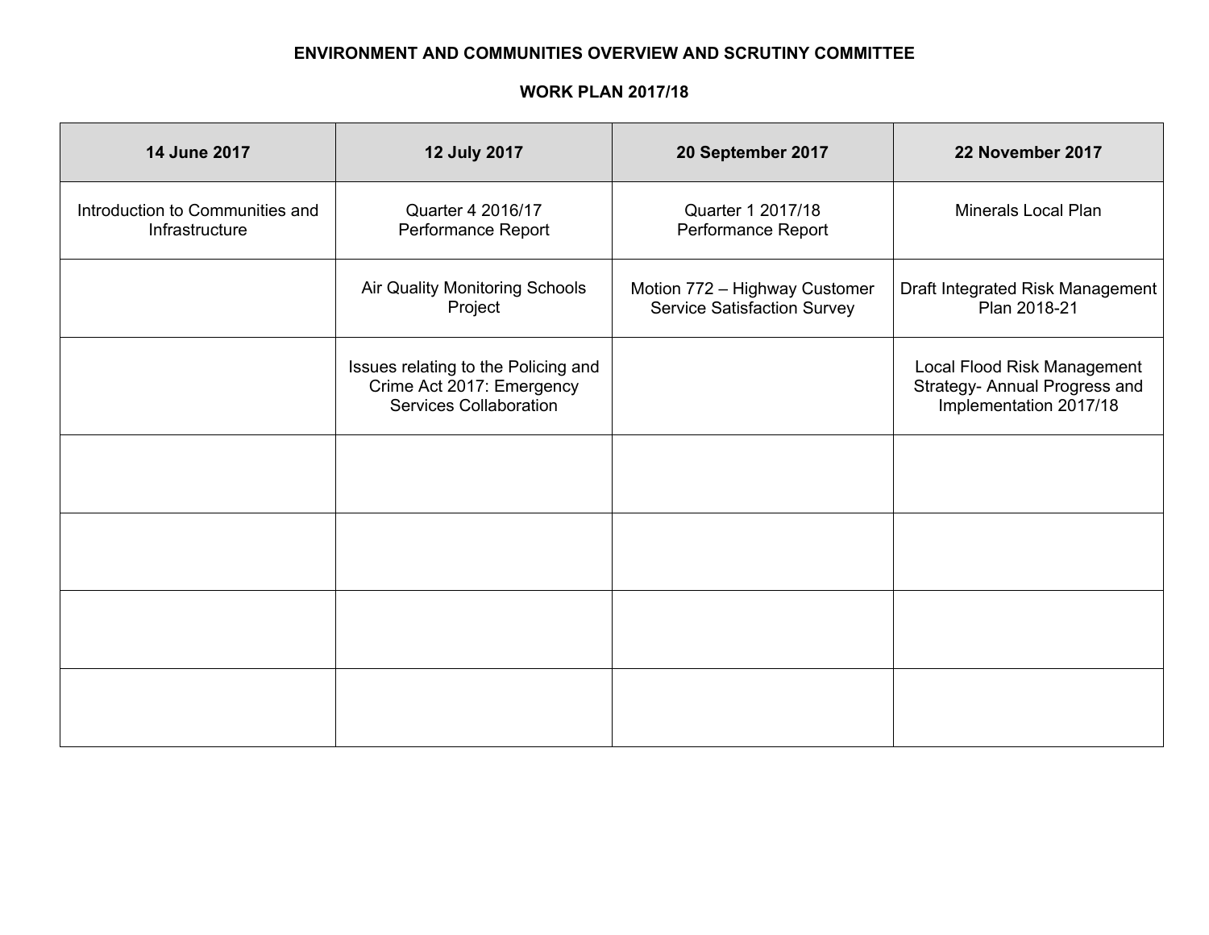# ENVIRONMENT AND COMMUNITIES OVERVIEW AND SCRUTINY COMMITTEE

## WORK PLAN 2017/18

| 14 June 2017 | 12 July 2017 | 20 September 2017 | 22 November 2017 |
|---|---|---|---|
| Introduction to Communities and Infrastructure | Quarter 4 2016/17 Performance Report | Quarter 1 2017/18 Performance Report | Minerals Local Plan |
| | Air Quality Monitoring Schools Project | Motion 772 – Highway Customer Service Satisfaction Survey | Draft Integrated Risk Management Plan 2018-21 |
| | Issues relating to the Policing and Crime Act 2017: Emergency Services Collaboration | | Local Flood Risk Management Strategy- Annual Progress and Implementation 2017/18 |
| | | | |
| | | | |
| | | | |
| | | | |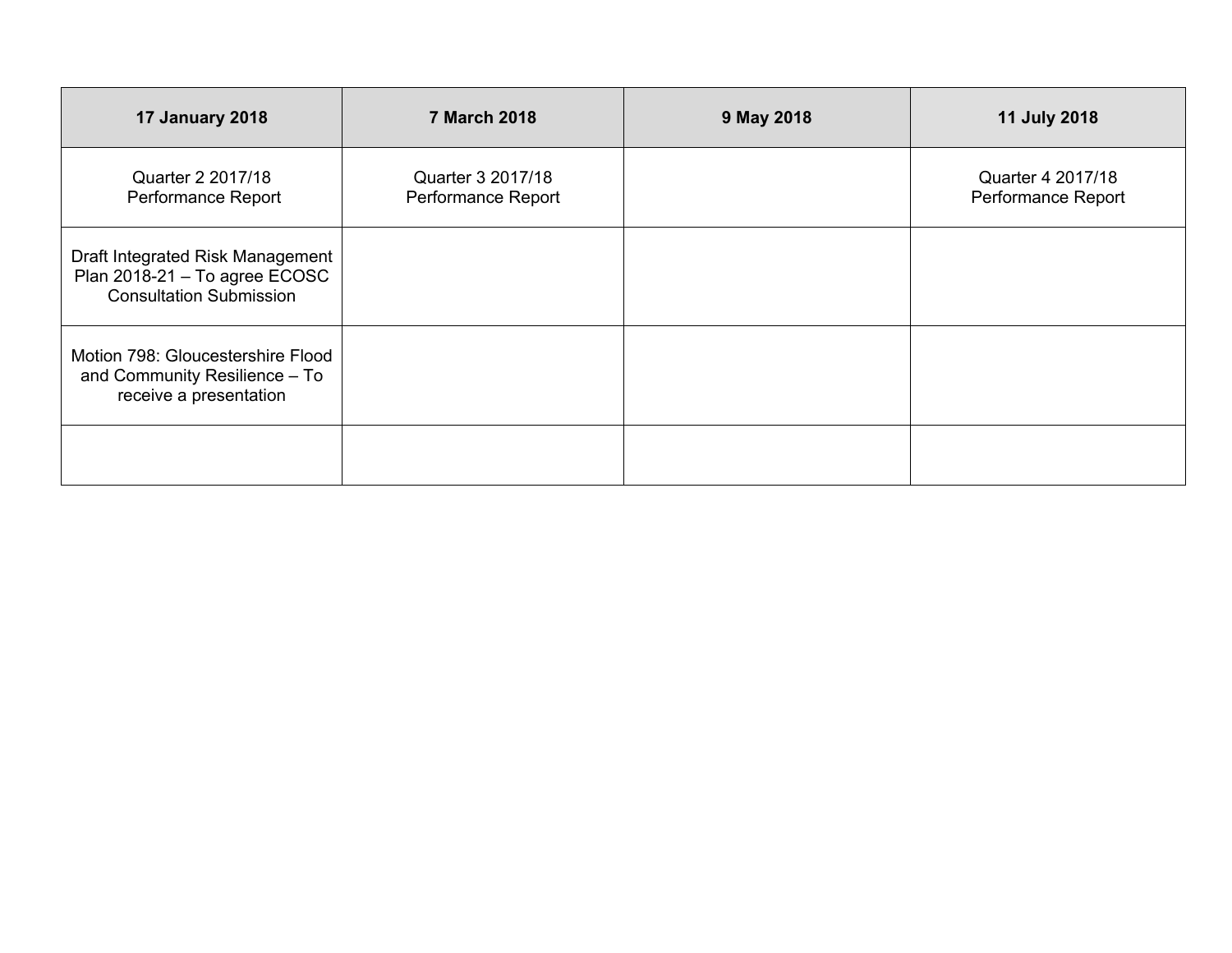| 17 January 2018 | 7 March 2018 | 9 May 2018 | 11 July 2018 |
|---|---|---|---|
| Quarter 2 2017/18 Performance Report | Quarter 3 2017/18 Performance Report | | Quarter 4 2017/18 Performance Report |
| Draft Integrated Risk Management Plan 2018-21 – To agree ECOSC Consultation Submission | | | |
| Motion 798: Gloucestershire Flood and Community Resilience – To receive a presentation | | | |
| | | | |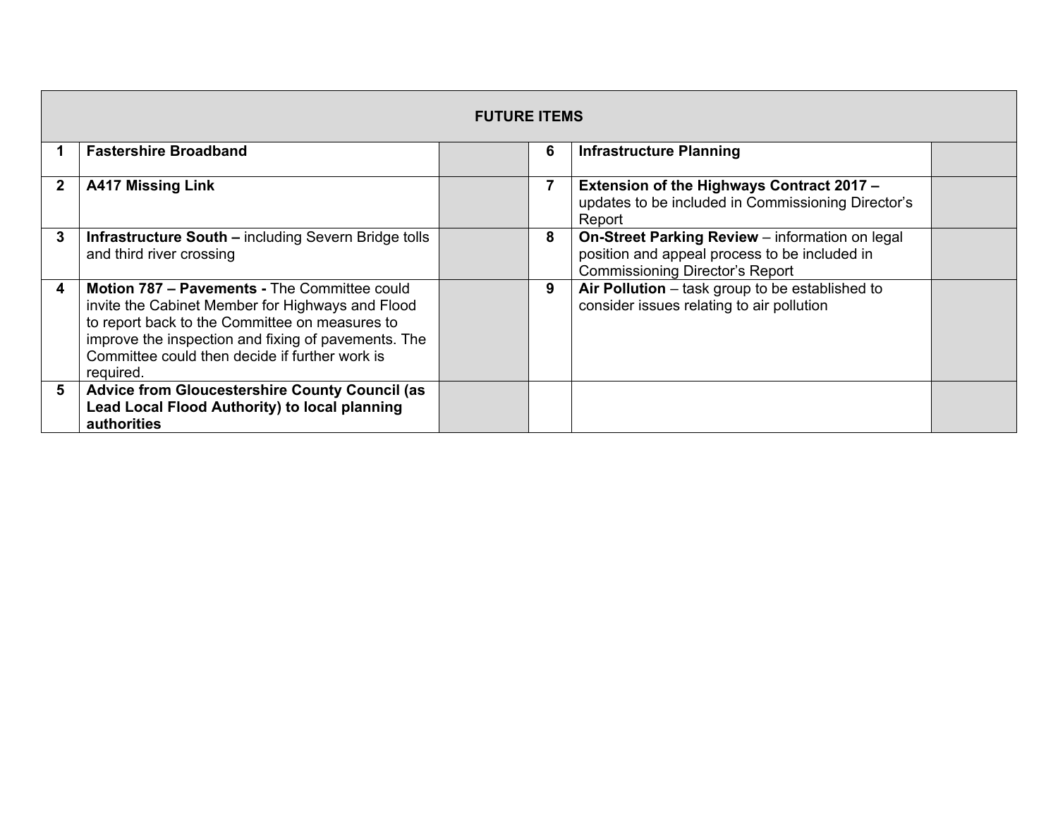| FUTURE ITEMS | | | | | |
|---|---|---|---|---|---|
| 1 | **Fastershire Broadband** | | 6 | **Infrastructure Planning** | |
| 2 | **A417 Missing Link** | | 7 | **Extension of the Highways Contract 2017 –** updates to be included in Commissioning Director's Report | |
| 3 | **Infrastructure South –** including Severn Bridge tolls and third river crossing | | 8 | **On-Street Parking Review** – information on legal position and appeal process to be included in Commissioning Director's Report | |
| 4 | **Motion 787 – Pavements -** The Committee could invite the Cabinet Member for Highways and Flood to report back to the Committee on measures to improve the inspection and fixing of pavements. The Committee could then decide if further work is required. | | 9 | **Air Pollution** – task group to be established to consider issues relating to air pollution | |
| 5 | **Advice from Gloucestershire County Council (as Lead Local Flood Authority) to local planning authorities** | | | | |